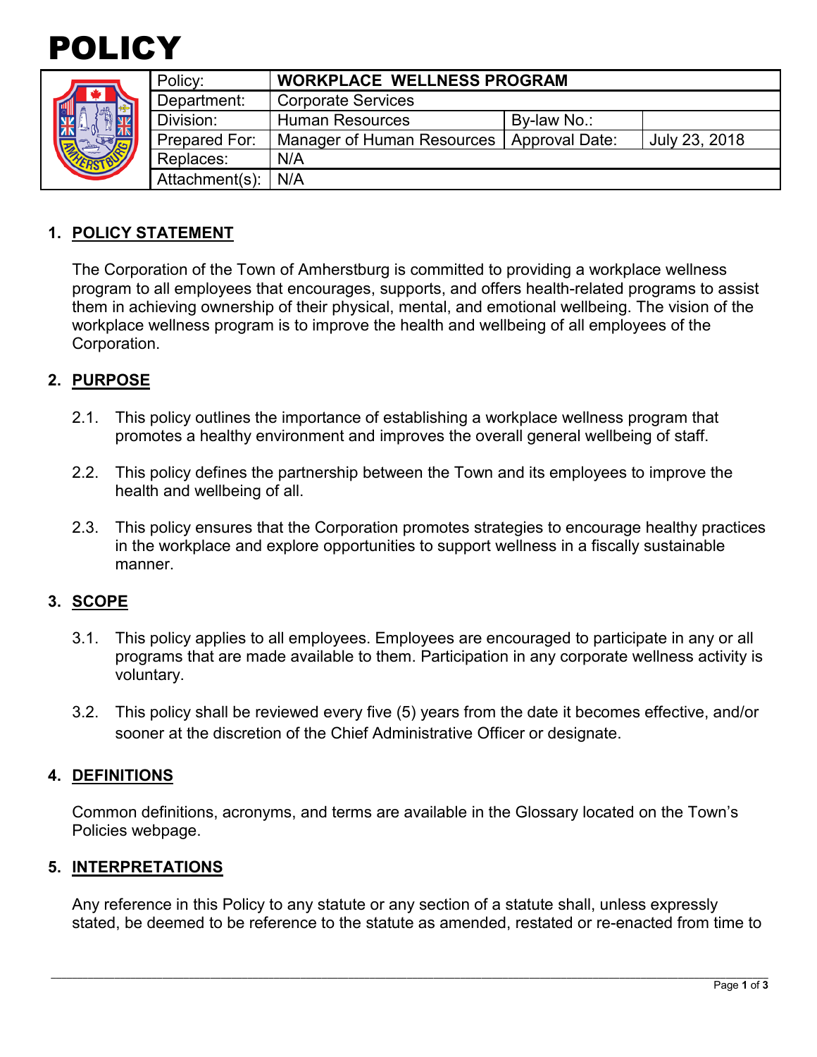# POLICY

| Policy: | **WORKPLACE WELLNESS PROGRAM** | | |
|---|---|---|---|
| Department: | Corporate Services | | |
| Division: | Human Resources | By-law No.: | |
| Prepared For: | Manager of Human Resources | Approval Date: | July 23, 2018 |
| Replaces: | N/A | | |
| Attachment(s): | N/A | | |

## 1. POLICY STATEMENT

The Corporation of the Town of Amherstburg is committed to providing a workplace wellness program to all employees that encourages, supports, and offers health-related programs to assist them in achieving ownership of their physical, mental, and emotional wellbeing. The vision of the workplace wellness program is to improve the health and wellbeing of all employees of the Corporation.

## 2. PURPOSE

2.1. This policy outlines the importance of establishing a workplace wellness program that promotes a healthy environment and improves the overall general wellbeing of staff.

2.2. This policy defines the partnership between the Town and its employees to improve the health and wellbeing of all.

2.3. This policy ensures that the Corporation promotes strategies to encourage healthy practices in the workplace and explore opportunities to support wellness in a fiscally sustainable manner.

## 3. SCOPE

3.1. This policy applies to all employees. Employees are encouraged to participate in any or all programs that are made available to them. Participation in any corporate wellness activity is voluntary.

3.2. This policy shall be reviewed every five (5) years from the date it becomes effective, and/or sooner at the discretion of the Chief Administrative Officer or designate.

## 4. DEFINITIONS

Common definitions, acronyms, and terms are available in the Glossary located on the Town's Policies webpage.

## 5. INTERPRETATIONS

Any reference in this Policy to any statute or any section of a statute shall, unless expressly stated, be deemed to be reference to the statute as amended, restated or re-enacted from time to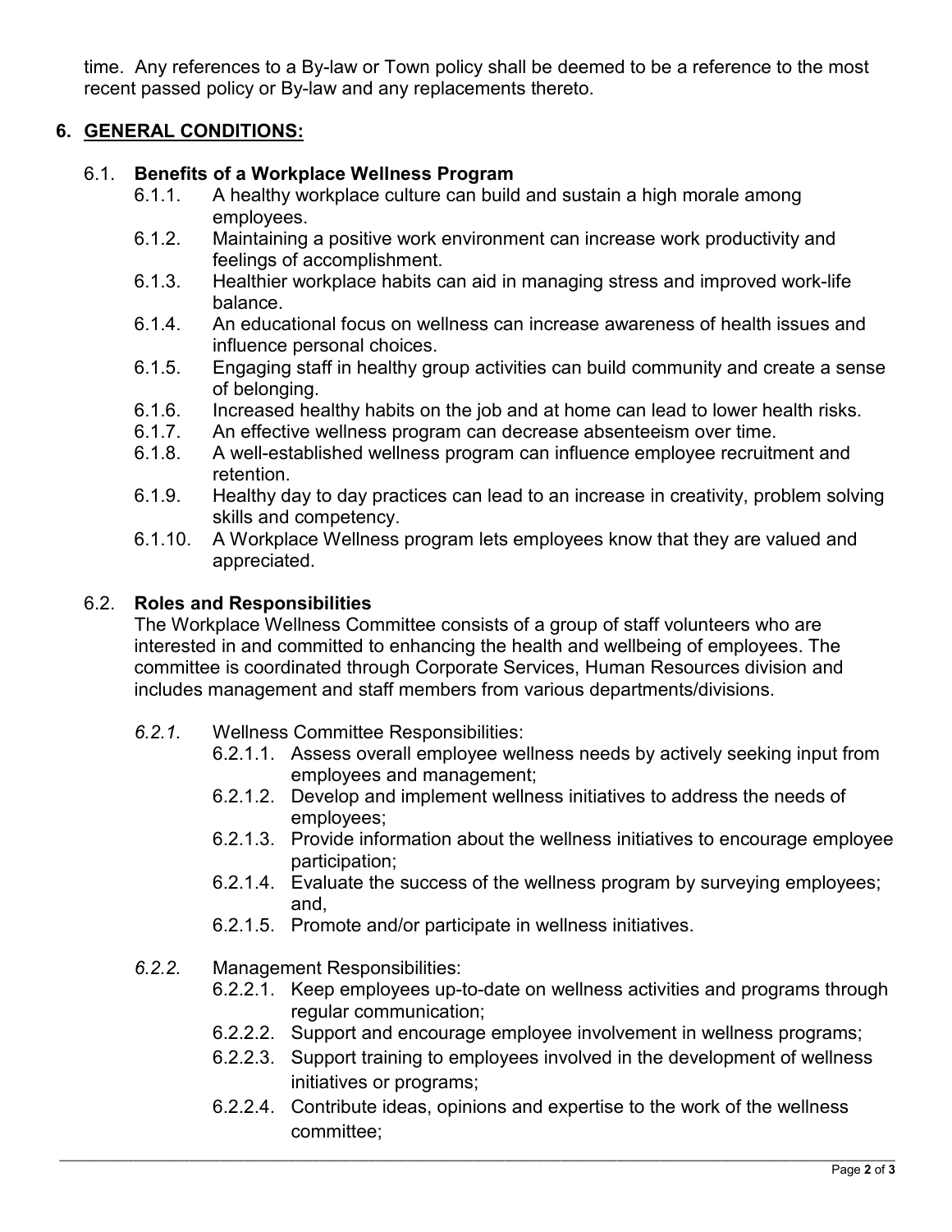time. Any references to a By-law or Town policy shall be deemed to be a reference to the most recent passed policy or By-law and any replacements thereto.

## 6. GENERAL CONDITIONS:

### 6.1. Benefits of a Workplace Wellness Program

6.1.1. A healthy workplace culture can build and sustain a high morale among employees.

6.1.2. Maintaining a positive work environment can increase work productivity and feelings of accomplishment.

6.1.3. Healthier workplace habits can aid in managing stress and improved work-life balance.

6.1.4. An educational focus on wellness can increase awareness of health issues and influence personal choices.

6.1.5. Engaging staff in healthy group activities can build community and create a sense of belonging.

6.1.6. Increased healthy habits on the job and at home can lead to lower health risks.

6.1.7. An effective wellness program can decrease absenteeism over time.

6.1.8. A well-established wellness program can influence employee recruitment and retention.

6.1.9. Healthy day to day practices can lead to an increase in creativity, problem solving skills and competency.

6.1.10. A Workplace Wellness program lets employees know that they are valued and appreciated.

### 6.2. Roles and Responsibilities

The Workplace Wellness Committee consists of a group of staff volunteers who are interested in and committed to enhancing the health and wellbeing of employees. The committee is coordinated through Corporate Services, Human Resources division and includes management and staff members from various departments/divisions.

*6.2.1.* Wellness Committee Responsibilities:

- 6.2.1.1. Assess overall employee wellness needs by actively seeking input from employees and management;
- 6.2.1.2. Develop and implement wellness initiatives to address the needs of employees;
- 6.2.1.3. Provide information about the wellness initiatives to encourage employee participation;
- 6.2.1.4. Evaluate the success of the wellness program by surveying employees; and,
- 6.2.1.5. Promote and/or participate in wellness initiatives.

*6.2.2.* Management Responsibilities:

- 6.2.2.1. Keep employees up-to-date on wellness activities and programs through regular communication;
- 6.2.2.2. Support and encourage employee involvement in wellness programs;
- 6.2.2.3. Support training to employees involved in the development of wellness initiatives or programs;
- 6.2.2.4. Contribute ideas, opinions and expertise to the work of the wellness committee;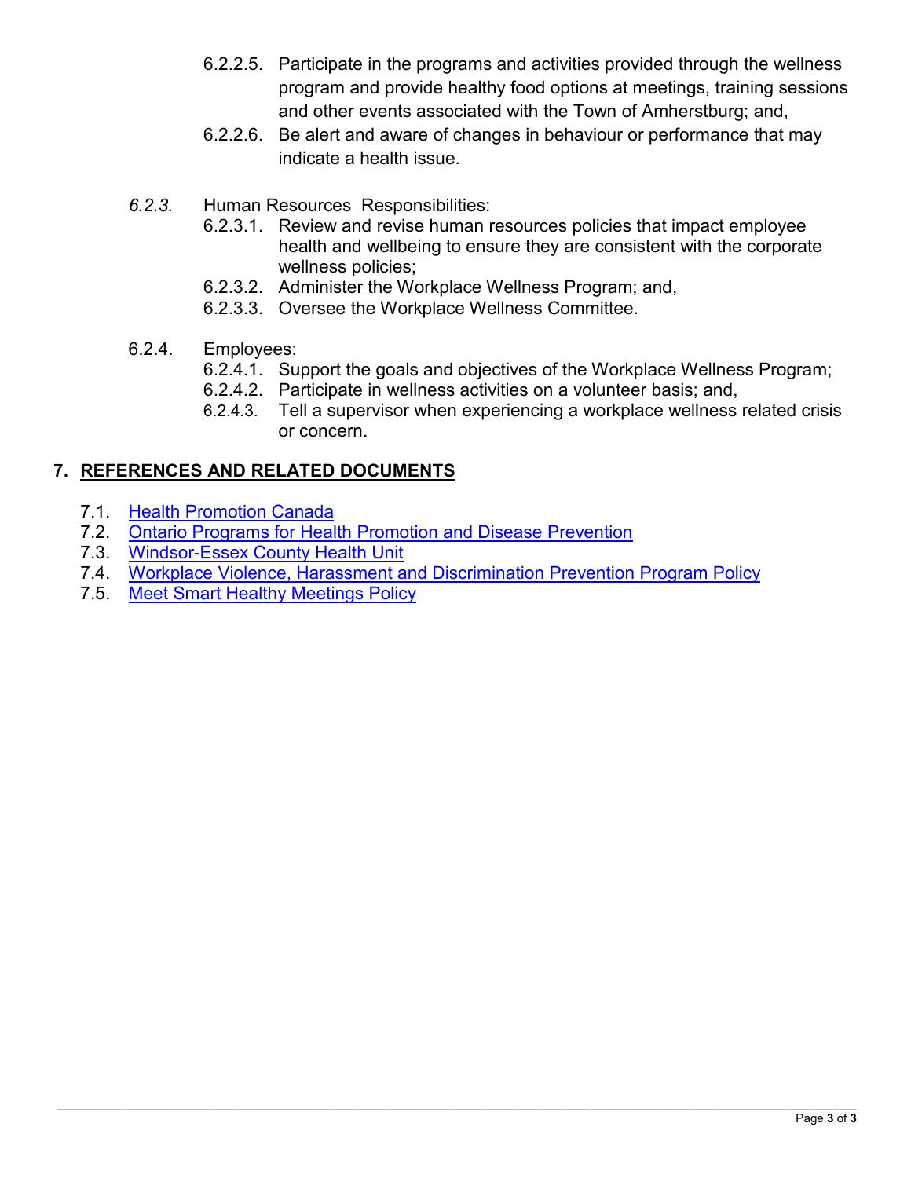6.2.2.5. Participate in the programs and activities provided through the wellness program and provide healthy food options at meetings, training sessions and other events associated with the Town of Amherstburg; and,

6.2.2.6. Be alert and aware of changes in behaviour or performance that may indicate a health issue.

*6.2.3.* Human Resources Responsibilities:

6.2.3.1. Review and revise human resources policies that impact employee health and wellbeing to ensure they are consistent with the corporate wellness policies;

6.2.3.2. Administer the Workplace Wellness Program; and,

6.2.3.3. Oversee the Workplace Wellness Committee.

6.2.4. Employees:

6.2.4.1. Support the goals and objectives of the Workplace Wellness Program;

6.2.4.2. Participate in wellness activities on a volunteer basis; and,

6.2.4.3. Tell a supervisor when experiencing a workplace wellness related crisis or concern.

## 7. REFERENCES AND RELATED DOCUMENTS

7.1. Health Promotion Canada

7.2. Ontario Programs for Health Promotion and Disease Prevention

7.3. Windsor-Essex County Health Unit

7.4. Workplace Violence, Harassment and Discrimination Prevention Program Policy

7.5. Meet Smart Healthy Meetings Policy